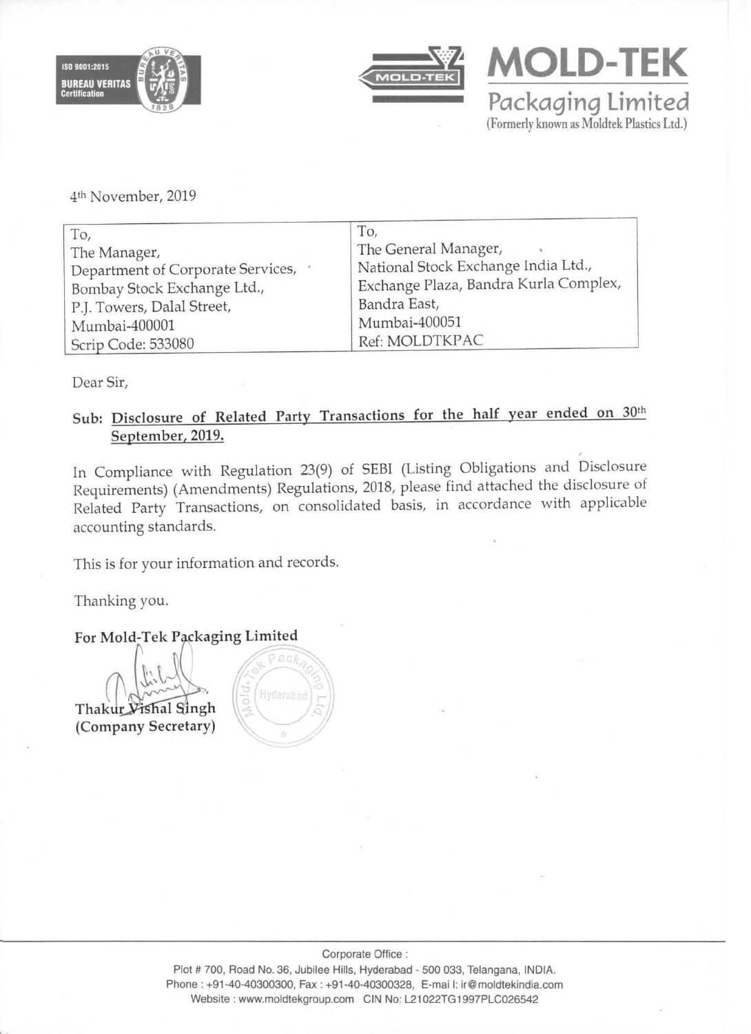**MOLD-TEK**

**Packaging Limited**

(Formerly known as Moldtek Plastics Ltd.)

4th November, 2019

| To, | To, |
|---|---|
| The Manager, | The General Manager, |
| Department of Corporate Services, | National Stock Exchange India Ltd., |
| Bombay Stock Exchange Ltd., | Exchange Plaza, Bandra Kurla Complex, |
| P.J. Towers, Dalal Street, | Bandra East, |
| Mumbai-400001 | Mumbai-400051 |
| Scrip Code: 533080 | Ref: MOLDTKPAC |

Dear Sir,

**Sub: Disclosure of Related Party Transactions for the half year ended on 30th September, 2019.**

In Compliance with Regulation 23(9) of SEBI (Listing Obligations and Disclosure Requirements) (Amendments) Regulations, 2018, please find attached the disclosure of Related Party Transactions, on consolidated basis, in accordance with applicable accounting standards.

This is for your information and records.

Thanking you.

**For Mold-Tek Packaging Limited**

**Thakur Vishal Singh**
**(Company Secretary)**

Corporate Office :
Plot # 700, Road No. 36, Jubilee Hills, Hyderabad - 500 033, Telangana, INDIA.
Phone : +91-40-40300300, Fax : +91-40-40300328, E-mail: ir@moldtekindia.com
Website : www.moldtekgroup.com CIN No: L21022TG1997PLC026542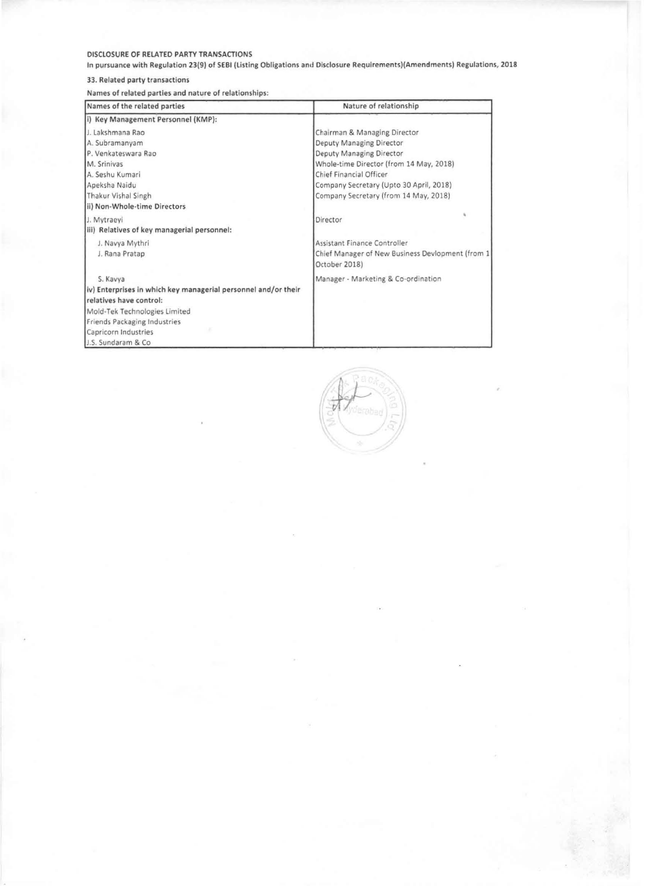**DISCLOSURE OF RELATED PARTY TRANSACTIONS**

**In pursuance with Regulation 23(9) of SEBI (Listing Obligations and Disclosure Requirements)(Amendments) Regulations, 2018**

**33. Related party transactions**

**Names of related parties and nature of relationships:**

| Names of the related parties | Nature of relationship |
|---|---|
| **i) Key Management Personnel (KMP):** | |
| J. Lakshmana Rao | Chairman & Managing Director |
| A. Subramanyam | Deputy Managing Director |
| P. Venkateswara Rao | Deputy Managing Director |
| M. Srinivas | Whole-time Director (from 14 May, 2018) |
| A. Seshu Kumari | Chief Financial Officer |
| Apeksha Naidu | Company Secretary (Upto 30 April, 2018) |
| Thakur Vishal Singh | Company Secretary (from 14 May, 2018) |
| **ii) Non-Whole-time Directors** | |
| J. Mytraeyi | Director |
| **iii) Relatives of key managerial personnel:** | |
| J. Navya Mythri | Assistant Finance Controller |
| J. Rana Pratap | Chief Manager of New Business Devlopment (from 1 October 2018) |
| S. Kavya | Manager - Marketing & Co-ordination |
| **iv) Enterprises in which key managerial personnel and/or their relatives have control:** | |
| Mold-Tek Technologies Limited | |
| Friends Packaging Industries | |
| Capricorn Industries | |
| J.S. Sundaram & Co | |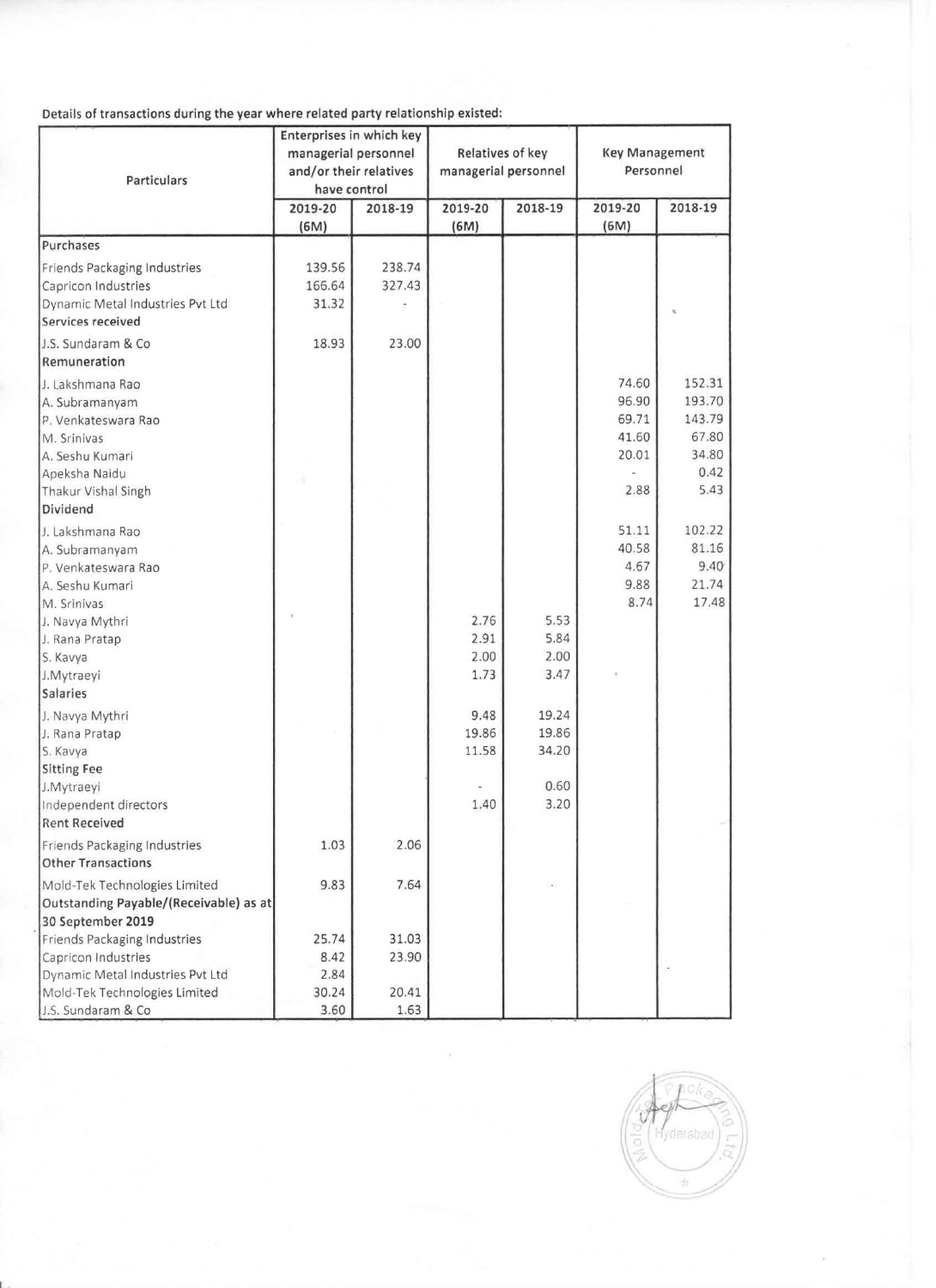Details of transactions during the year where related party relationship existed:

| Particulars | Enterprises in which key managerial personnel and/or their relatives have control | | Relatives of key managerial personnel | | Key Management Personnel | |
|---|---|---|---|---|---|---|
| | 2019-20 (6M) | 2018-19 | 2019-20 (6M) | 2018-19 | 2019-20 (6M) | 2018-19 |
| **Purchases** | | | | | | |
| Friends Packaging Industries | 139.56 | 238.74 | | | | |
| Capricon Industries | 166.64 | 327.43 | | | | |
| Dynamic Metal Industries Pvt Ltd | 31.32 | - | | | | |
| **Services received** | | | | | | |
| J.S. Sundaram & Co | 18.93 | 23.00 | | | | |
| **Remuneration** | | | | | | |
| J. Lakshmana Rao | | | | | 74.60 | 152.31 |
| A. Subramanyam | | | | | 96.90 | 193.70 |
| P. Venkateswara Rao | | | | | 69.71 | 143.79 |
| M. Srinivas | | | | | 41.60 | 67.80 |
| A. Seshu Kumari | | | | | 20.01 | 34.80 |
| Apeksha Naidu | | | | | - | 0.42 |
| Thakur Vishal Singh | | | | | 2.88 | 5.43 |
| **Dividend** | | | | | | |
| J. Lakshmana Rao | | | | | 51.11 | 102.22 |
| A. Subramanyam | | | | | 40.58 | 81.16 |
| P. Venkateswara Rao | | | | | 4.67 | 9.40 |
| A. Seshu Kumari | | | | | 9.88 | 21.74 |
| M. Srinivas | | | | | 8.74 | 17.48 |
| J. Navya Mythri | | | 2.76 | 5.53 | | |
| J. Rana Pratap | | | 2.91 | 5.84 | | |
| S. Kavya | | | 2.00 | 2.00 | | |
| J.Mytraeyi | | | 1.73 | 3.47 | | |
| **Salaries** | | | | | | |
| J. Navya Mythri | | | 9.48 | 19.24 | | |
| J. Rana Pratap | | | 19.86 | 19.86 | | |
| S. Kavya | | | 11.58 | 34.20 | | |
| **Sitting Fee** | | | | | | |
| J.Mytraeyi | | | - | 0.60 | | |
| Independent directors | | | 1.40 | 3.20 | | |
| **Rent Received** | | | | | | |
| Friends Packaging Industries | 1.03 | 2.06 | | | | |
| **Other Transactions** | | | | | | |
| Mold-Tek Technologies Limited | 9.83 | 7.64 | | | | |
| **Outstanding Payable/(Receivable) as at 30 September 2019** | | | | | | |
| Friends Packaging Industries | 25.74 | 31.03 | | | | |
| Capricon Industries | 8.42 | 23.90 | | | | |
| Dynamic Metal Industries Pvt Ltd | 2.84 | | | | | |
| Mold-Tek Technologies Limited | 30.24 | 20.41 | | | | |
| J.S. Sundaram & Co | 3.60 | 1.63 | | | | |